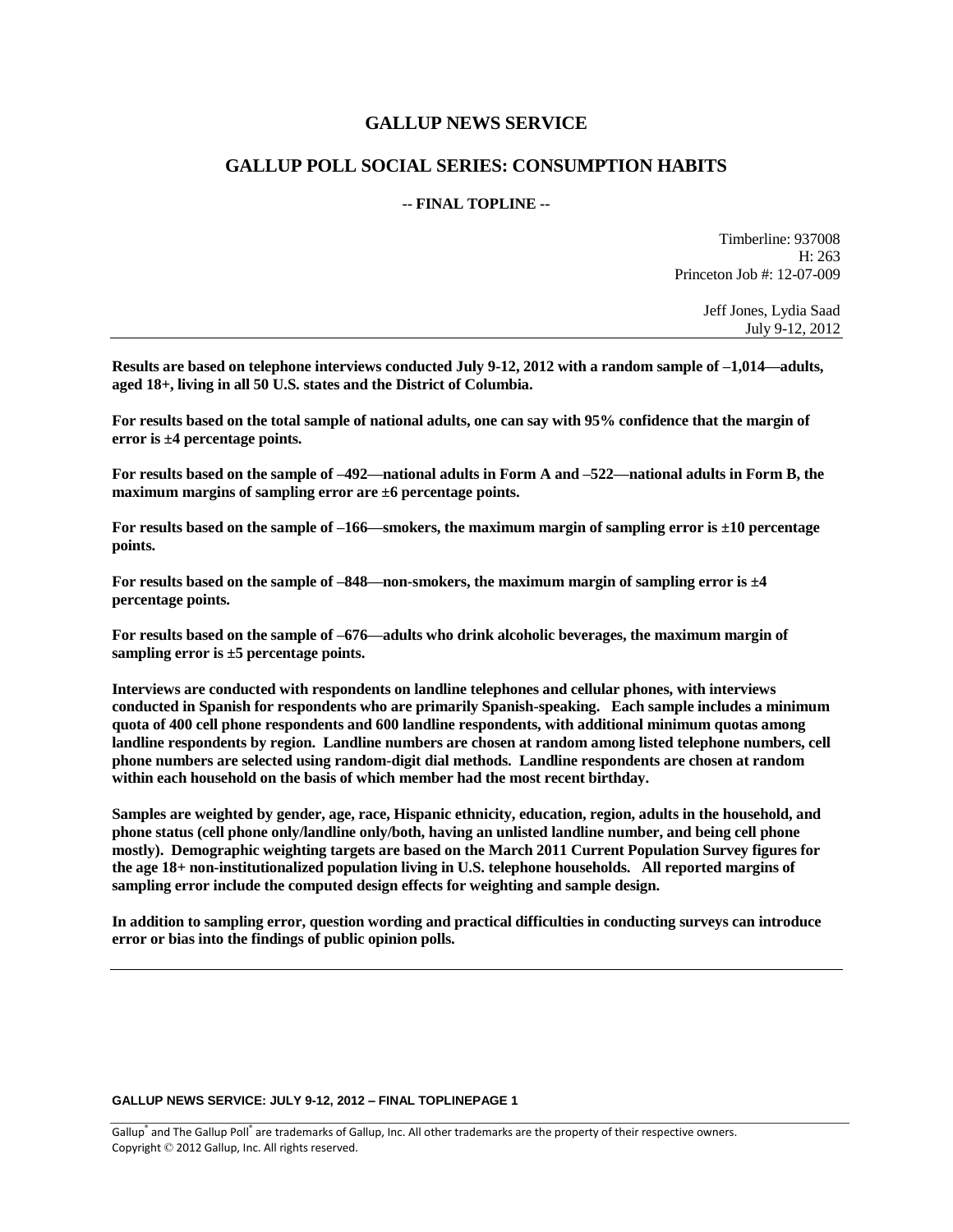# GALLUP NEWS SERVICE

## GALLUP POLL SOCIAL SERIES: CONSUMPTION HABITS

**-- FINAL TOPLINE --**

Timberline: 937008
H: 263
Princeton Job #: 12-07-009

Jeff Jones, Lydia Saad
July 9-12, 2012

---

**Results are based on telephone interviews conducted July 9-12, 2012 with a random sample of –1,014—adults, aged 18+, living in all 50 U.S. states and the District of Columbia.**

**For results based on the total sample of national adults, one can say with 95% confidence that the margin of error is ±4 percentage points.**

**For results based on the sample of –492—national adults in Form A and –522—national adults in Form B, the maximum margins of sampling error are ±6 percentage points.**

**For results based on the sample of –166—smokers, the maximum margin of sampling error is ±10 percentage points.**

**For results based on the sample of –848—non-smokers, the maximum margin of sampling error is ±4 percentage points.**

**For results based on the sample of –676—adults who drink alcoholic beverages, the maximum margin of sampling error is ±5 percentage points.**

**Interviews are conducted with respondents on landline telephones and cellular phones, with interviews conducted in Spanish for respondents who are primarily Spanish-speaking. Each sample includes a minimum quota of 400 cell phone respondents and 600 landline respondents, with additional minimum quotas among landline respondents by region. Landline numbers are chosen at random among listed telephone numbers, cell phone numbers are selected using random-digit dial methods. Landline respondents are chosen at random within each household on the basis of which member had the most recent birthday.**

**Samples are weighted by gender, age, race, Hispanic ethnicity, education, region, adults in the household, and phone status (cell phone only/landline only/both, having an unlisted landline number, and being cell phone mostly). Demographic weighting targets are based on the March 2011 Current Population Survey figures for the age 18+ non-institutionalized population living in U.S. telephone households. All reported margins of sampling error include the computed design effects for weighting and sample design.**

**In addition to sampling error, question wording and practical difficulties in conducting surveys can introduce error or bias into the findings of public opinion polls.**

---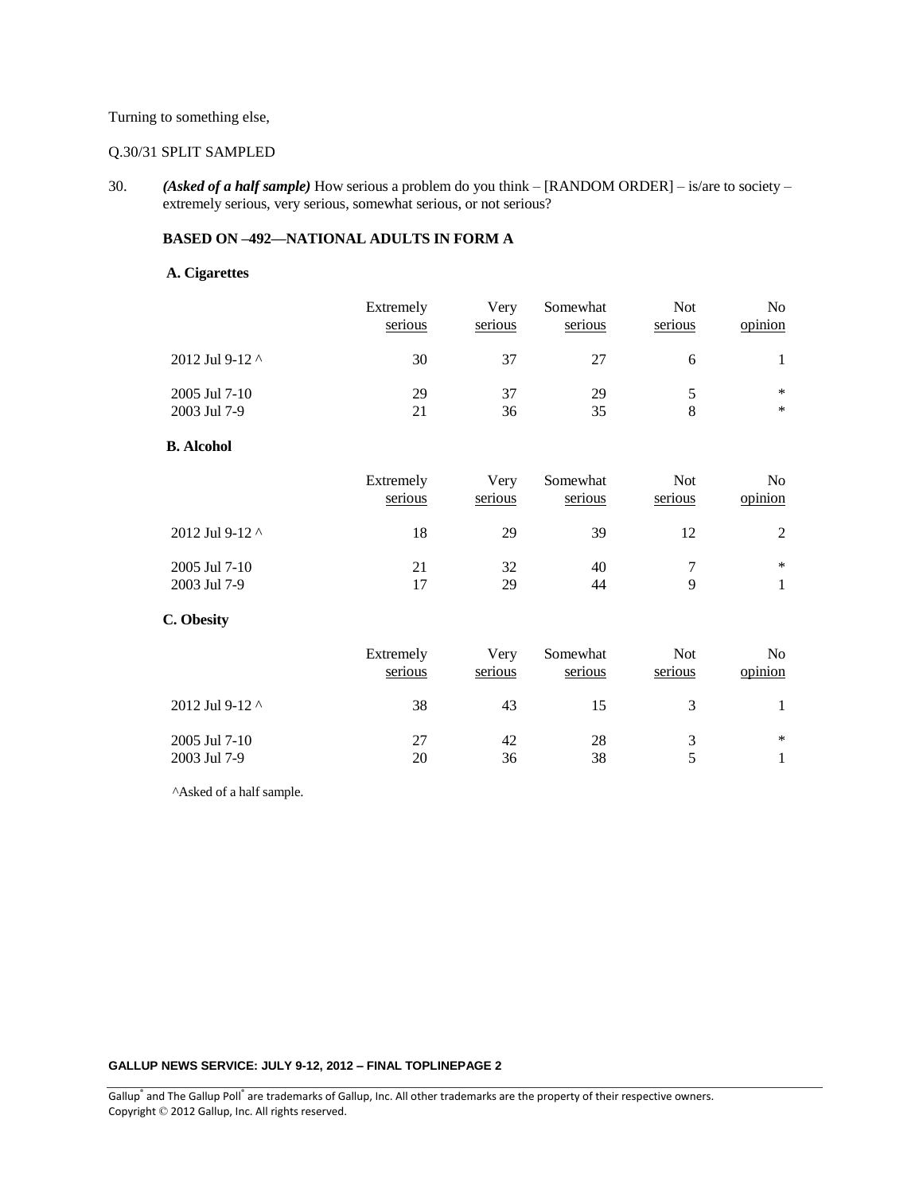Turning to something else,

Q.30/31 SPLIT SAMPLED

30. ***(Asked of a half sample)*** How serious a problem do you think – [RANDOM ORDER] – is/are to society – extremely serious, very serious, somewhat serious, or not serious?

**BASED ON –492—NATIONAL ADULTS IN FORM A**

**A. Cigarettes**

| | Extremely serious | Very serious | Somewhat serious | Not serious | No opinion |
|---|---|---|---|---|---|
| 2012 Jul 9-12 ^ | 30 | 37 | 27 | 6 | 1 |
| 2005 Jul 7-10 | 29 | 37 | 29 | 5 | * |
| 2003 Jul 7-9 | 21 | 36 | 35 | 8 | * |

**B. Alcohol**

| | Extremely serious | Very serious | Somewhat serious | Not serious | No opinion |
|---|---|---|---|---|---|
| 2012 Jul 9-12 ^ | 18 | 29 | 39 | 12 | 2 |
| 2005 Jul 7-10 | 21 | 32 | 40 | 7 | * |
| 2003 Jul 7-9 | 17 | 29 | 44 | 9 | 1 |

**C. Obesity**

| | Extremely serious | Very serious | Somewhat serious | Not serious | No opinion |
|---|---|---|---|---|---|
| 2012 Jul 9-12 ^ | 38 | 43 | 15 | 3 | 1 |
| 2005 Jul 7-10 | 27 | 42 | 28 | 3 | * |
| 2003 Jul 7-9 | 20 | 36 | 38 | 5 | 1 |

^Asked of a half sample.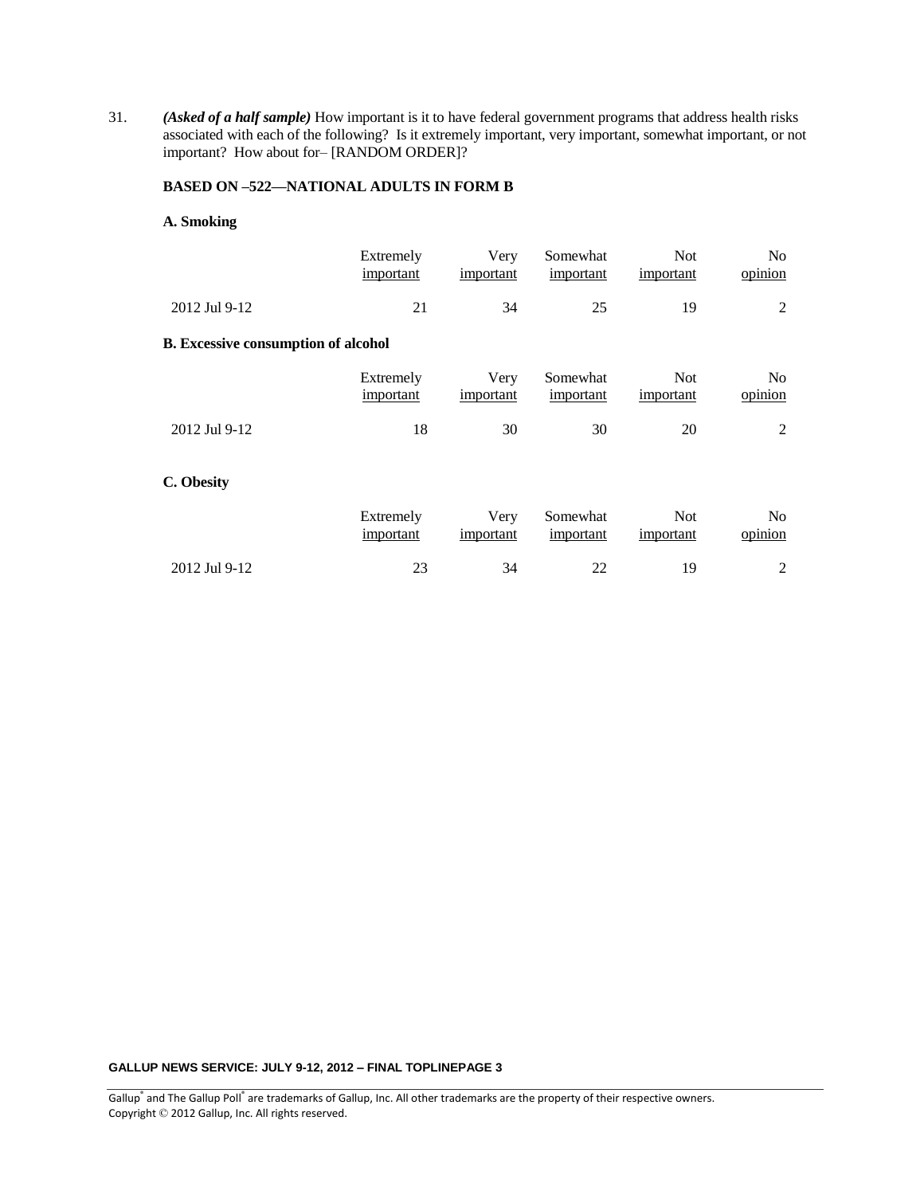31. ***(Asked of a half sample)*** How important is it to have federal government programs that address health risks associated with each of the following? Is it extremely important, very important, somewhat important, or not important? How about for– [RANDOM ORDER]?

**BASED ON –522—NATIONAL ADULTS IN FORM B**

**A. Smoking**

| | Extremely important | Very important | Somewhat important | Not important | No opinion |
|---|---|---|---|---|---|
| 2012 Jul 9-12 | 21 | 34 | 25 | 19 | 2 |

**B. Excessive consumption of alcohol**

| | Extremely important | Very important | Somewhat important | Not important | No opinion |
|---|---|---|---|---|---|
| 2012 Jul 9-12 | 18 | 30 | 30 | 20 | 2 |

**C. Obesity**

| | Extremely important | Very important | Somewhat important | Not important | No opinion |
|---|---|---|---|---|---|
| 2012 Jul 9-12 | 23 | 34 | 22 | 19 | 2 |